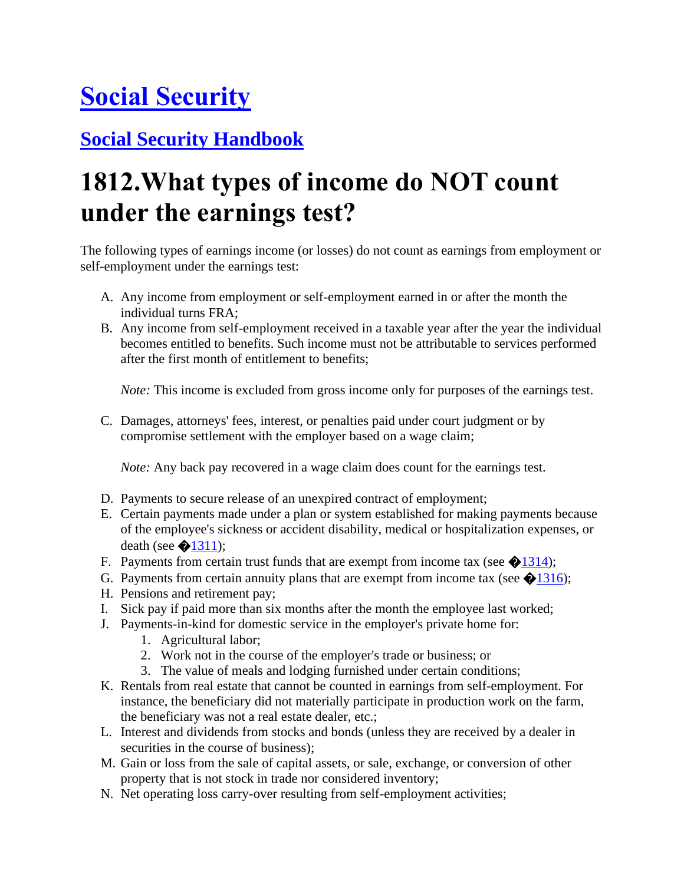# [Social Security](#)

## [Social Security Handbook](#)

# 1812.What types of income do NOT count under the earnings test?

The following types of earnings income (or losses) do not count as earnings from employment or self-employment under the earnings test:

A. Any income from employment or self-employment earned in or after the month the individual turns FRA;

B. Any income from self-employment received in a taxable year after the year the individual becomes entitled to benefits. Such income must not be attributable to services performed after the first month of entitlement to benefits;

   *Note:* This income is excluded from gross income only for purposes of the earnings test.

C. Damages, attorneys' fees, interest, or penalties paid under court judgment or by compromise settlement with the employer based on a wage claim;

   *Note:* Any back pay recovered in a wage claim does count for the earnings test.

D. Payments to secure release of an unexpired contract of employment;

E. Certain payments made under a plan or system established for making payments because of the employee's sickness or accident disability, medical or hospitalization expenses, or death (see �1311);

F. Payments from certain trust funds that are exempt from income tax (see �1314);

G. Payments from certain annuity plans that are exempt from income tax (see �1316);

H. Pensions and retirement pay;

I. Sick pay if paid more than six months after the month the employee last worked;

J. Payments-in-kind for domestic service in the employer's private home for:
   1. Agricultural labor;
   2. Work not in the course of the employer's trade or business; or
   3. The value of meals and lodging furnished under certain conditions;

K. Rentals from real estate that cannot be counted in earnings from self-employment. For instance, the beneficiary did not materially participate in production work on the farm, the beneficiary was not a real estate dealer, etc.;

L. Interest and dividends from stocks and bonds (unless they are received by a dealer in securities in the course of business);

M. Gain or loss from the sale of capital assets, or sale, exchange, or conversion of other property that is not stock in trade nor considered inventory;

N. Net operating loss carry-over resulting from self-employment activities;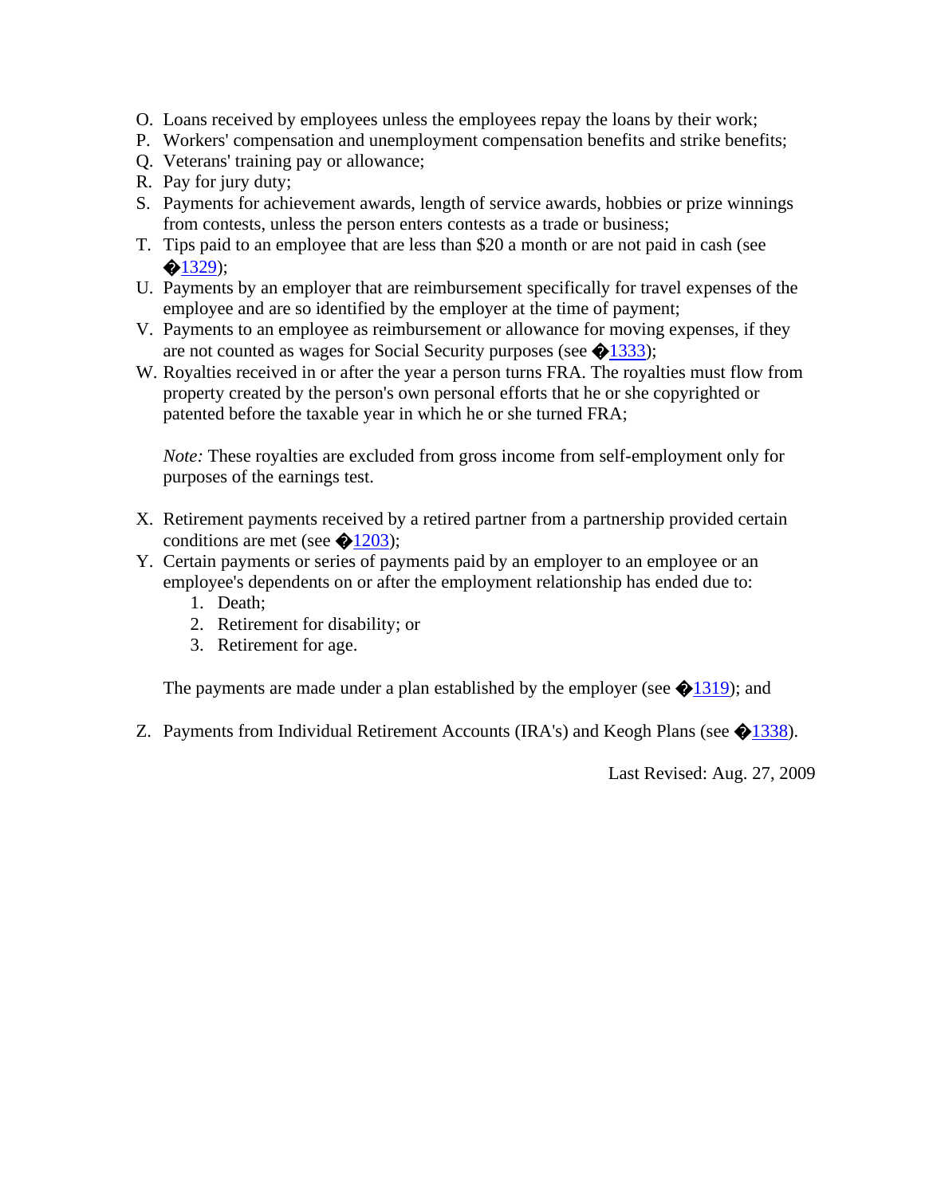O. Loans received by employees unless the employees repay the loans by their work;
P. Workers' compensation and unemployment compensation benefits and strike benefits;
Q. Veterans' training pay or allowance;
R. Pay for jury duty;
S. Payments for achievement awards, length of service awards, hobbies or prize winnings from contests, unless the person enters contests as a trade or business;
T. Tips paid to an employee that are less than $20 a month or are not paid in cash (see �1329);
U. Payments by an employer that are reimbursement specifically for travel expenses of the employee and are so identified by the employer at the time of payment;
V. Payments to an employee as reimbursement or allowance for moving expenses, if they are not counted as wages for Social Security purposes (see �1333);
W. Royalties received in or after the year a person turns FRA. The royalties must flow from property created by the person's own personal efforts that he or she copyrighted or patented before the taxable year in which he or she turned FRA;

   *Note:* These royalties are excluded from gross income from self-employment only for purposes of the earnings test.

X. Retirement payments received by a retired partner from a partnership provided certain conditions are met (see �1203);
Y. Certain payments or series of payments paid by an employer to an employee or an employee's dependents on or after the employment relationship has ended due to:
   1. Death;
   2. Retirement for disability; or
   3. Retirement for age.

   The payments are made under a plan established by the employer (see �1319); and

Z. Payments from Individual Retirement Accounts (IRA's) and Keogh Plans (see �1338).

Last Revised: Aug. 27, 2009